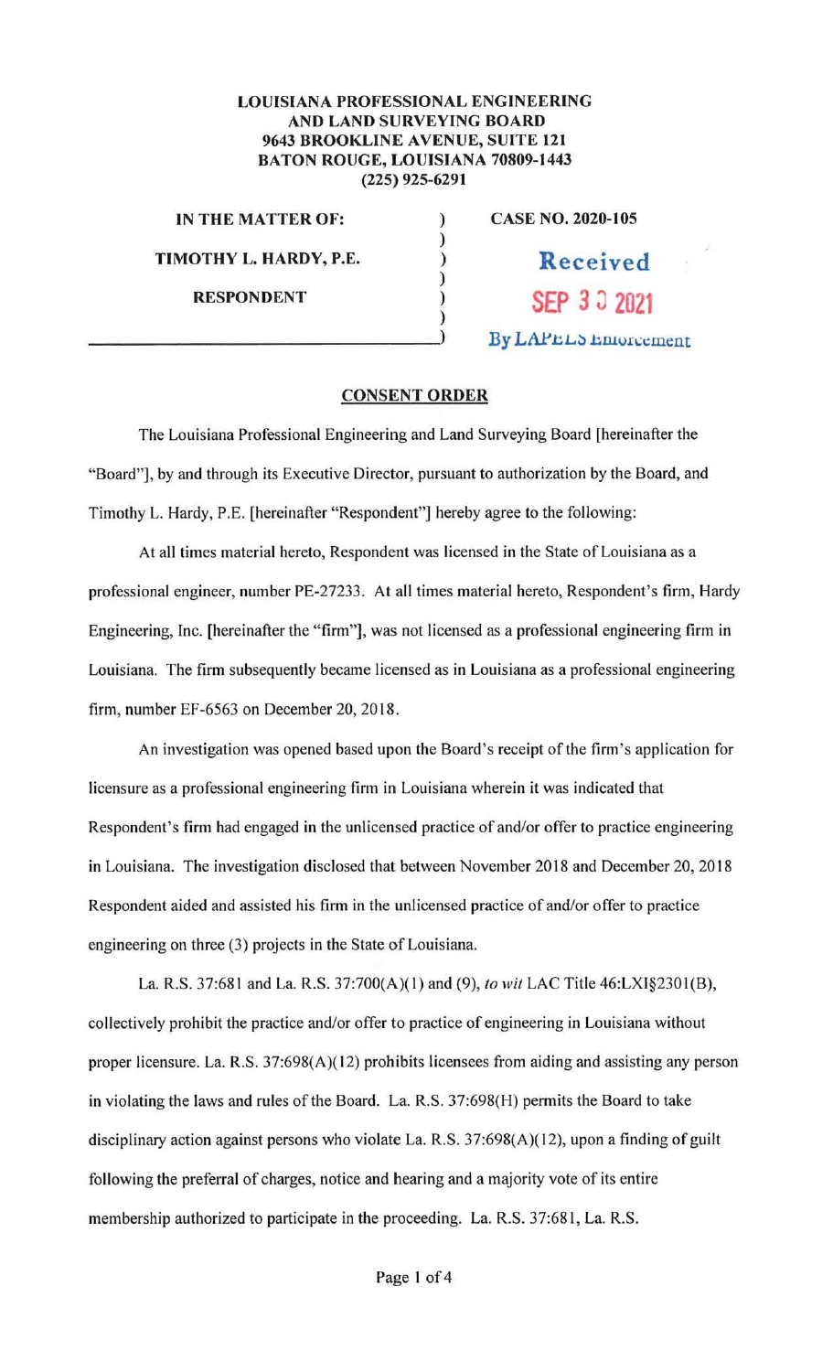**LOUISIANA PROFESSIONAL ENGINEERING AND LAND SURVEYING BOARD**
**9643 BROOKLINE AVENUE, SUITE 121**
**BATON ROUGE, LOUISIANA 70809-1443**
**(225) 925-6291**

| | | |
|---|---|---|
| **IN THE MATTER OF:** | ) | **CASE NO. 2020-105** |
| **TIMOTHY L. HARDY, P.E.** | ) | Received |
| **RESPONDENT** | ) | SEP 30 2021 |
| | ) | By LAPELS Enforcement |

## CONSENT ORDER

The Louisiana Professional Engineering and Land Surveying Board [hereinafter the "Board"], by and through its Executive Director, pursuant to authorization by the Board, and Timothy L. Hardy, P.E. [hereinafter "Respondent"] hereby agree to the following:

At all times material hereto, Respondent was licensed in the State of Louisiana as a professional engineer, number PE-27233. At all times material hereto, Respondent's firm, Hardy Engineering, Inc. [hereinafter the "firm"], was not licensed as a professional engineering firm in Louisiana. The firm subsequently became licensed as in Louisiana as a professional engineering firm, number EF-6563 on December 20, 2018.

An investigation was opened based upon the Board's receipt of the firm's application for licensure as a professional engineering firm in Louisiana wherein it was indicated that Respondent's firm had engaged in the unlicensed practice of and/or offer to practice engineering in Louisiana. The investigation disclosed that between November 2018 and December 20, 2018 Respondent aided and assisted his firm in the unlicensed practice of and/or offer to practice engineering on three (3) projects in the State of Louisiana.

La. R.S. 37:681 and La. R.S. 37:700(A)(1) and (9), *to wit* LAC Title 46:LXI§2301(B), collectively prohibit the practice and/or offer to practice of engineering in Louisiana without proper licensure. La. R.S. 37:698(A)(12) prohibits licensees from aiding and assisting any person in violating the laws and rules of the Board. La. R.S. 37:698(H) permits the Board to take disciplinary action against persons who violate La. R.S. 37:698(A)(12), upon a finding of guilt following the preferral of charges, notice and hearing and a majority vote of its entire membership authorized to participate in the proceeding. La. R.S. 37:681, La. R.S.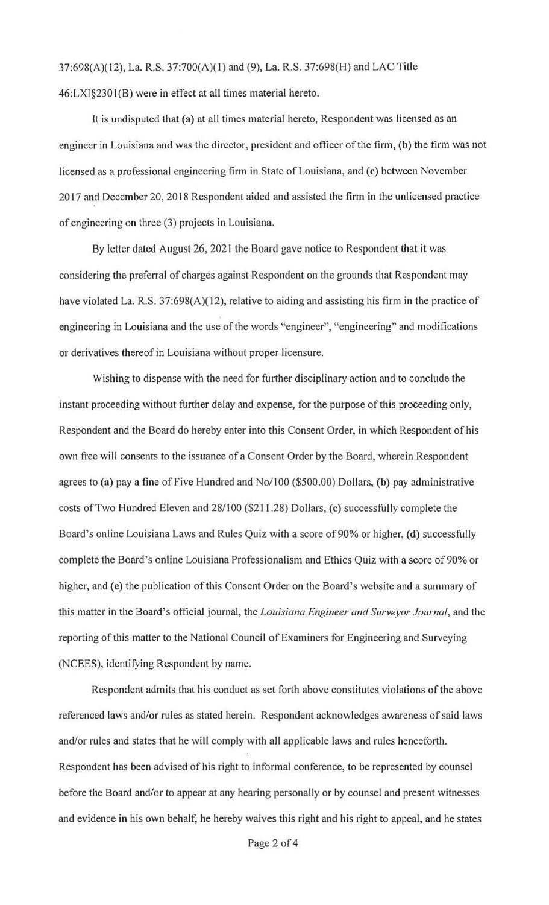37:698(A)(12), La. R.S. 37:700(A)(1) and (9), La. R.S. 37:698(H) and LAC Title 46:LXI§2301(B) were in effect at all times material hereto.

It is undisputed that **(a)** at all times material hereto, Respondent was licensed as an engineer in Louisiana and was the director, president and officer of the firm, **(b)** the firm was not licensed as a professional engineering firm in State of Louisiana, and **(c)** between November 2017 and December 20, 2018 Respondent aided and assisted the firm in the unlicensed practice of engineering on three (3) projects in Louisiana.

By letter dated August 26, 2021 the Board gave notice to Respondent that it was considering the preferral of charges against Respondent on the grounds that Respondent may have violated La. R.S. 37:698(A)(12), relative to aiding and assisting his firm in the practice of engineering in Louisiana and the use of the words "engineer", "engineering" and modifications or derivatives thereof in Louisiana without proper licensure.

Wishing to dispense with the need for further disciplinary action and to conclude the instant proceeding without further delay and expense, for the purpose of this proceeding only, Respondent and the Board do hereby enter into this Consent Order, in which Respondent of his own free will consents to the issuance of a Consent Order by the Board, wherein Respondent agrees to **(a)** pay a fine of Five Hundred and No/100 ($500.00) Dollars, **(b)** pay administrative costs of Two Hundred Eleven and 28/100 ($211.28) Dollars, **(c)** successfully complete the Board's online Louisiana Laws and Rules Quiz with a score of 90% or higher, **(d)** successfully complete the Board's online Louisiana Professionalism and Ethics Quiz with a score of 90% or higher, and **(e)** the publication of this Consent Order on the Board's website and a summary of this matter in the Board's official journal, the *Louisiana Engineer and Surveyor Journal*, and the reporting of this matter to the National Council of Examiners for Engineering and Surveying (NCEES), identifying Respondent by name.

Respondent admits that his conduct as set forth above constitutes violations of the above referenced laws and/or rules as stated herein. Respondent acknowledges awareness of said laws and/or rules and states that he will comply with all applicable laws and rules henceforth. Respondent has been advised of his right to informal conference, to be represented by counsel before the Board and/or to appear at any hearing personally or by counsel and present witnesses and evidence in his own behalf, he hereby waives this right and his right to appeal, and he states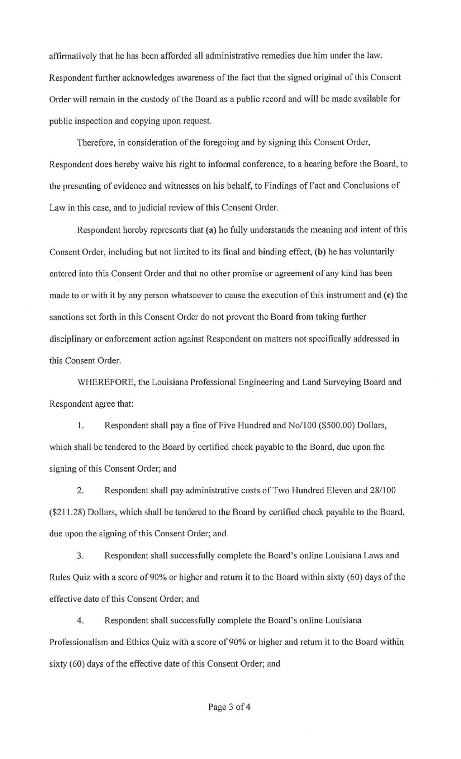affirmatively that he has been afforded all administrative remedies due him under the law. Respondent further acknowledges awareness of the fact that the signed original of this Consent Order will remain in the custody of the Board as a public record and will be made available for public inspection and copying upon request.

Therefore, in consideration of the foregoing and by signing this Consent Order, Respondent does hereby waive his right to informal conference, to a hearing before the Board, to the presenting of evidence and witnesses on his behalf, to Findings of Fact and Conclusions of Law in this case, and to judicial review of this Consent Order.

Respondent hereby represents that (a) he fully understands the meaning and intent of this Consent Order, including but not limited to its final and binding effect, (b) he has voluntarily entered into this Consent Order and that no other promise or agreement of any kind has been made to or with it by any person whatsoever to cause the execution of this instrument and (c) the sanctions set forth in this Consent Order do not prevent the Board from taking further disciplinary or enforcement action against Respondent on matters not specifically addressed in this Consent Order.

WHEREFORE, the Louisiana Professional Engineering and Land Surveying Board and Respondent agree that:

1. Respondent shall pay a fine of Five Hundred and No/100 ($500.00) Dollars, which shall be tendered to the Board by certified check payable to the Board, due upon the signing of this Consent Order; and

2. Respondent shall pay administrative costs of Two Hundred Eleven and 28/100 ($211.28) Dollars, which shall be tendered to the Board by certified check payable to the Board, due upon the signing of this Consent Order; and

3. Respondent shall successfully complete the Board's online Louisiana Laws and Rules Quiz with a score of 90% or higher and return it to the Board within sixty (60) days of the effective date of this Consent Order; and

4. Respondent shall successfully complete the Board's online Louisiana Professionalism and Ethics Quiz with a score of 90% or higher and return it to the Board within sixty (60) days of the effective date of this Consent Order; and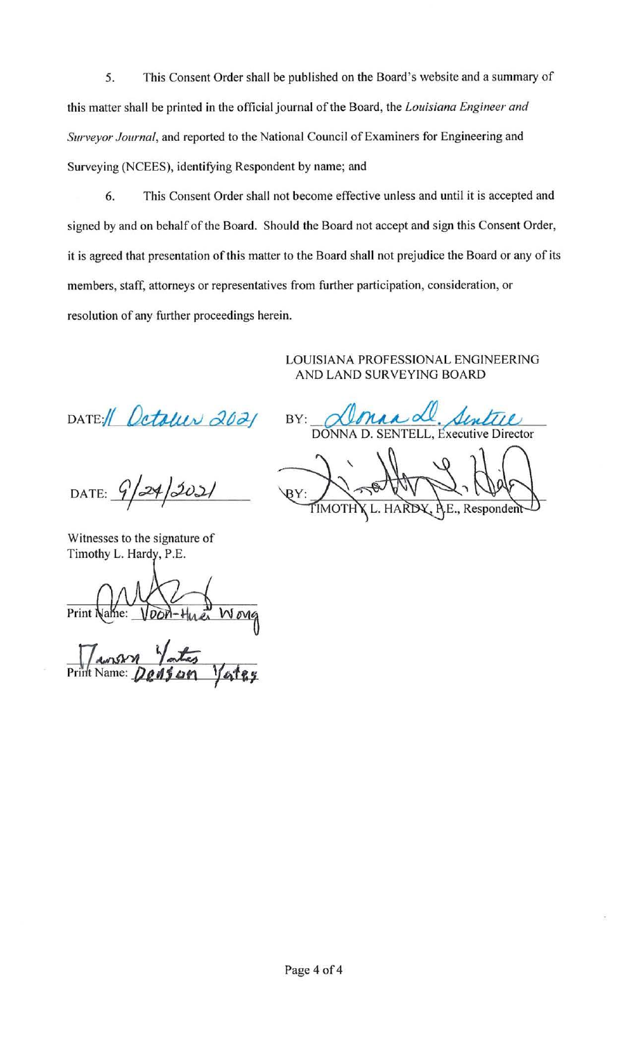5. This Consent Order shall be published on the Board's website and a summary of this matter shall be printed in the official journal of the Board, the *Louisiana Engineer and Surveyor Journal*, and reported to the National Council of Examiners for Engineering and Surveying (NCEES), identifying Respondent by name; and

6. This Consent Order shall not become effective unless and until it is accepted and signed by and on behalf of the Board. Should the Board not accept and sign this Consent Order, it is agreed that presentation of this matter to the Board shall not prejudice the Board or any of its members, staff, attorneys or representatives from further participation, consideration, or resolution of any further proceedings herein.

LOUISIANA PROFESSIONAL ENGINEERING AND LAND SURVEYING BOARD

DATE: 11 October 2021

BY: Donna D. Sentell
DONNA D. SENTELL, Executive Director

DATE: 9/24/2021

BY: [signature]
TIMOTHY L. HARDY, P.E., Respondent

Witnesses to the signature of Timothy L. Hardy, P.E.

[signature]
Print Name: Voon-Hun Wong

Tamson Yates
Print Name: Denson Yates